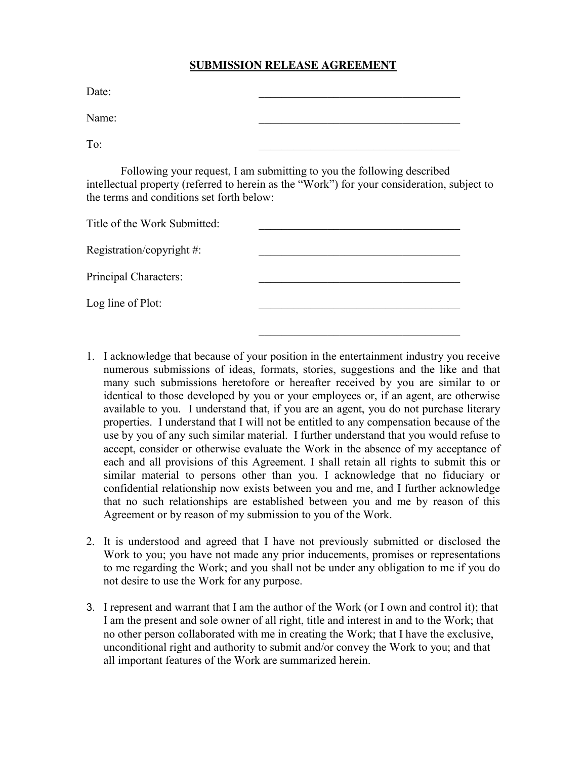# SUBMISSION RELEASE AGREEMENT

Date: ____________________________________

Name: ____________________________________

To: ____________________________________

Following your request, I am submitting to you the following described intellectual property (referred to herein as the "Work") for your consideration, subject to the terms and conditions set forth below:

Title of the Work Submitted: ____________________________________

Registration/copyright #: ____________________________________

Principal Characters: ____________________________________

Log line of Plot: ____________________________________

____________________________________

1. I acknowledge that because of your position in the entertainment industry you receive numerous submissions of ideas, formats, stories, suggestions and the like and that many such submissions heretofore or hereafter received by you are similar to or identical to those developed by you or your employees or, if an agent, are otherwise available to you. I understand that, if you are an agent, you do not purchase literary properties. I understand that I will not be entitled to any compensation because of the use by you of any such similar material. I further understand that you would refuse to accept, consider or otherwise evaluate the Work in the absence of my acceptance of each and all provisions of this Agreement. I shall retain all rights to submit this or similar material to persons other than you. I acknowledge that no fiduciary or confidential relationship now exists between you and me, and I further acknowledge that no such relationships are established between you and me by reason of this Agreement or by reason of my submission to you of the Work.

2. It is understood and agreed that I have not previously submitted or disclosed the Work to you; you have not made any prior inducements, promises or representations to me regarding the Work; and you shall not be under any obligation to me if you do not desire to use the Work for any purpose.

3. I represent and warrant that I am the author of the Work (or I own and control it); that I am the present and sole owner of all right, title and interest in and to the Work; that no other person collaborated with me in creating the Work; that I have the exclusive, unconditional right and authority to submit and/or convey the Work to you; and that all important features of the Work are summarized herein.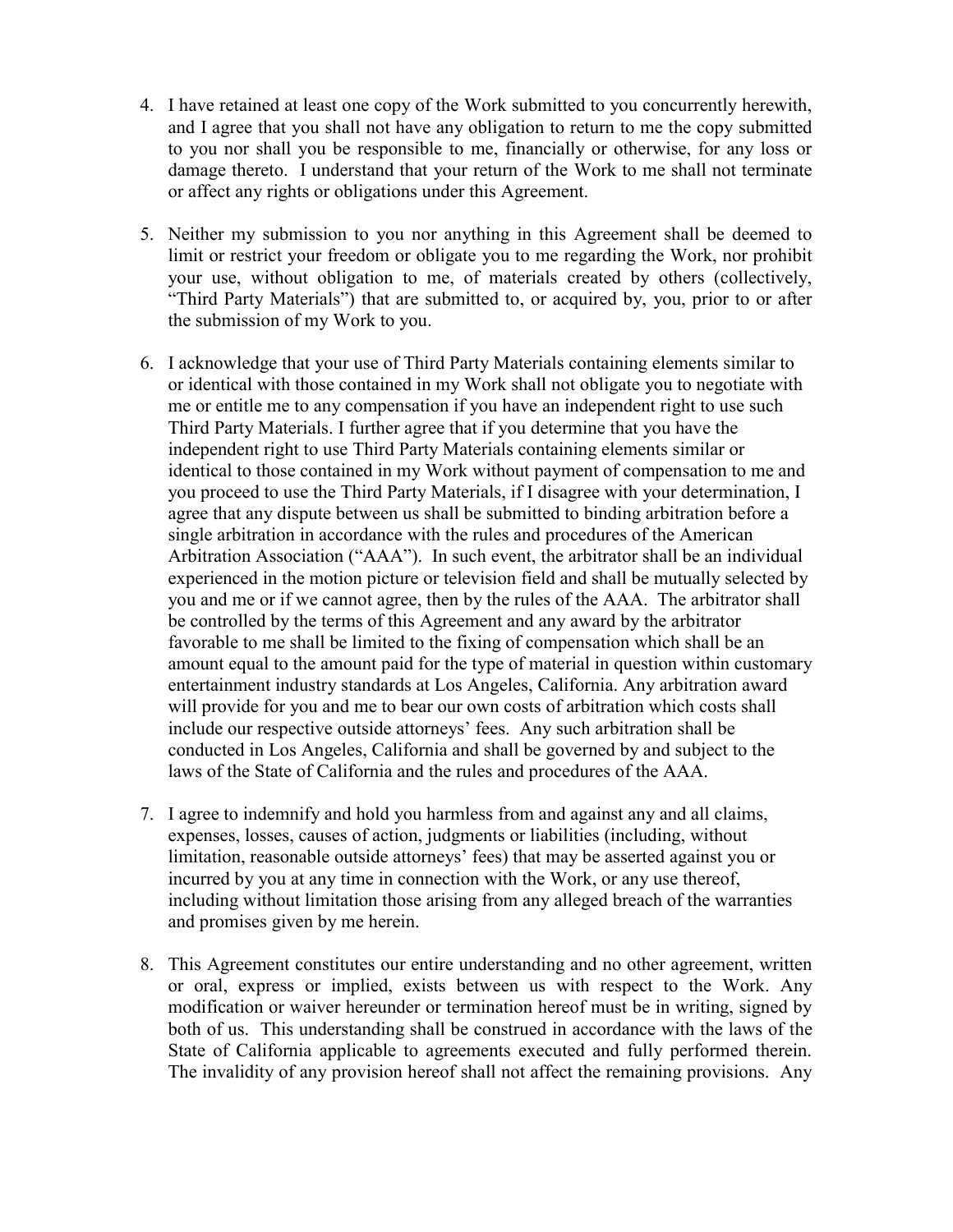4. I have retained at least one copy of the Work submitted to you concurrently herewith, and I agree that you shall not have any obligation to return to me the copy submitted to you nor shall you be responsible to me, financially or otherwise, for any loss or damage thereto. I understand that your return of the Work to me shall not terminate or affect any rights or obligations under this Agreement.

5. Neither my submission to you nor anything in this Agreement shall be deemed to limit or restrict your freedom or obligate you to me regarding the Work, nor prohibit your use, without obligation to me, of materials created by others (collectively, "Third Party Materials") that are submitted to, or acquired by, you, prior to or after the submission of my Work to you.

6. I acknowledge that your use of Third Party Materials containing elements similar to or identical with those contained in my Work shall not obligate you to negotiate with me or entitle me to any compensation if you have an independent right to use such Third Party Materials. I further agree that if you determine that you have the independent right to use Third Party Materials containing elements similar or identical to those contained in my Work without payment of compensation to me and you proceed to use the Third Party Materials, if I disagree with your determination, I agree that any dispute between us shall be submitted to binding arbitration before a single arbitration in accordance with the rules and procedures of the American Arbitration Association ("AAA"). In such event, the arbitrator shall be an individual experienced in the motion picture or television field and shall be mutually selected by you and me or if we cannot agree, then by the rules of the AAA. The arbitrator shall be controlled by the terms of this Agreement and any award by the arbitrator favorable to me shall be limited to the fixing of compensation which shall be an amount equal to the amount paid for the type of material in question within customary entertainment industry standards at Los Angeles, California. Any arbitration award will provide for you and me to bear our own costs of arbitration which costs shall include our respective outside attorneys' fees. Any such arbitration shall be conducted in Los Angeles, California and shall be governed by and subject to the laws of the State of California and the rules and procedures of the AAA.

7. I agree to indemnify and hold you harmless from and against any and all claims, expenses, losses, causes of action, judgments or liabilities (including, without limitation, reasonable outside attorneys' fees) that may be asserted against you or incurred by you at any time in connection with the Work, or any use thereof, including without limitation those arising from any alleged breach of the warranties and promises given by me herein.

8. This Agreement constitutes our entire understanding and no other agreement, written or oral, express or implied, exists between us with respect to the Work. Any modification or waiver hereunder or termination hereof must be in writing, signed by both of us. This understanding shall be construed in accordance with the laws of the State of California applicable to agreements executed and fully performed therein. The invalidity of any provision hereof shall not affect the remaining provisions. Any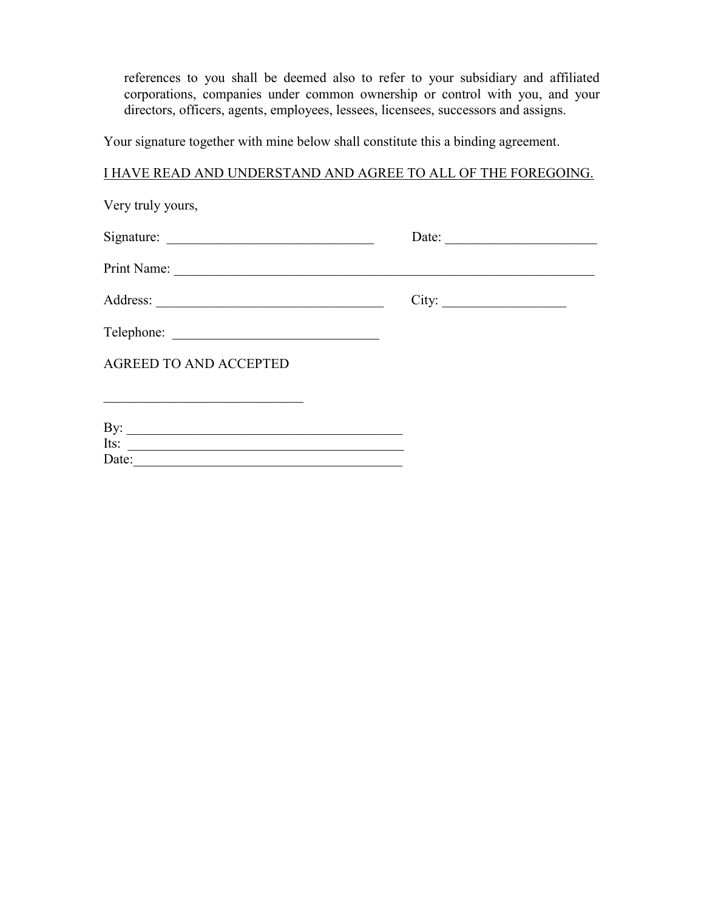references to you shall be deemed also to refer to your subsidiary and affiliated corporations, companies under common ownership or control with you, and your directors, officers, agents, employees, lessees, licensees, successors and assigns.

Your signature together with mine below shall constitute this a binding agreement.

<u>I HAVE READ AND UNDERSTAND AND AGREE TO ALL OF THE FOREGOING.</u>

Very truly yours,

Signature: ______________________________ Date: ______________________

Print Name: ____________________________________________________________

Address: _________________________________ City: __________________

Telephone: ______________________________

AGREED TO AND ACCEPTED

_____________________________

By: ________________________________________
Its: ________________________________________
Date:________________________________________